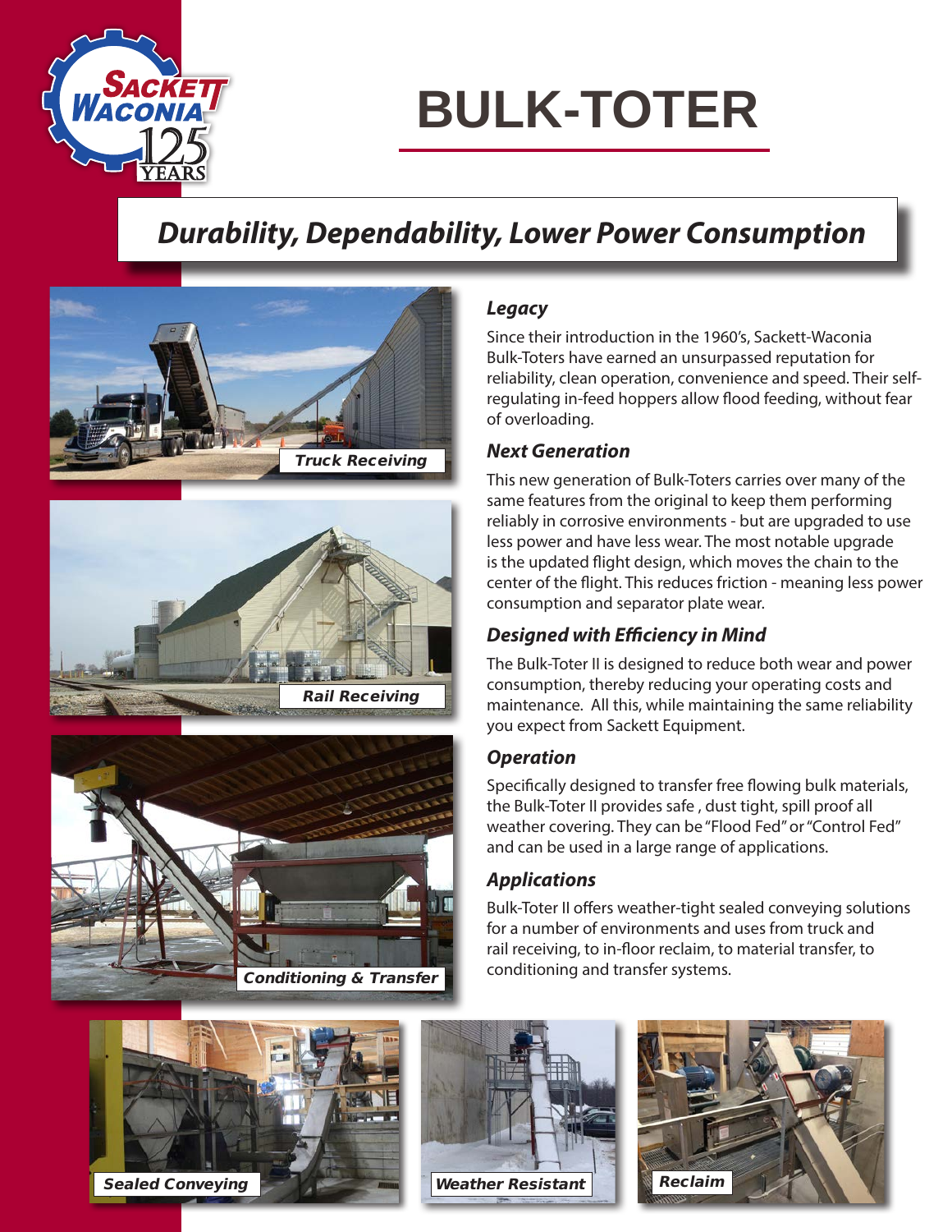# BULK-TOTER

## Durability, Dependability, Lower Power Consumption

Truck Receiving

Rail Receiving

Conditioning & Transfer

### Legacy

Since their introduction in the 1960's, Sackett-Waconia Bulk-Toters have earned an unsurpassed reputation for reliability, clean operation, convenience and speed. Their self-regulating in-feed hoppers allow flood feeding, without fear of overloading.

### Next Generation

This new generation of Bulk-Toters carries over many of the same features from the original to keep them performing reliably in corrosive environments - but are upgraded to use less power and have less wear. The most notable upgrade is the updated flight design, which moves the chain to the center of the flight. This reduces friction - meaning less power consumption and separator plate wear.

### Designed with Efficiency in Mind

The Bulk-Toter II is designed to reduce both wear and power consumption, thereby reducing your operating costs and maintenance. All this, while maintaining the same reliability you expect from Sackett Equipment.

### Operation

Specifically designed to transfer free flowing bulk materials, the Bulk-Toter II provides safe , dust tight, spill proof all weather covering. They can be "Flood Fed" or "Control Fed" and can be used in a large range of applications.

### Applications

Bulk-Toter II offers weather-tight sealed conveying solutions for a number of environments and uses from truck and rail receiving, to in-floor reclaim, to material transfer, to conditioning and transfer systems.

Sealed Conveying

Weather Resistant

Reclaim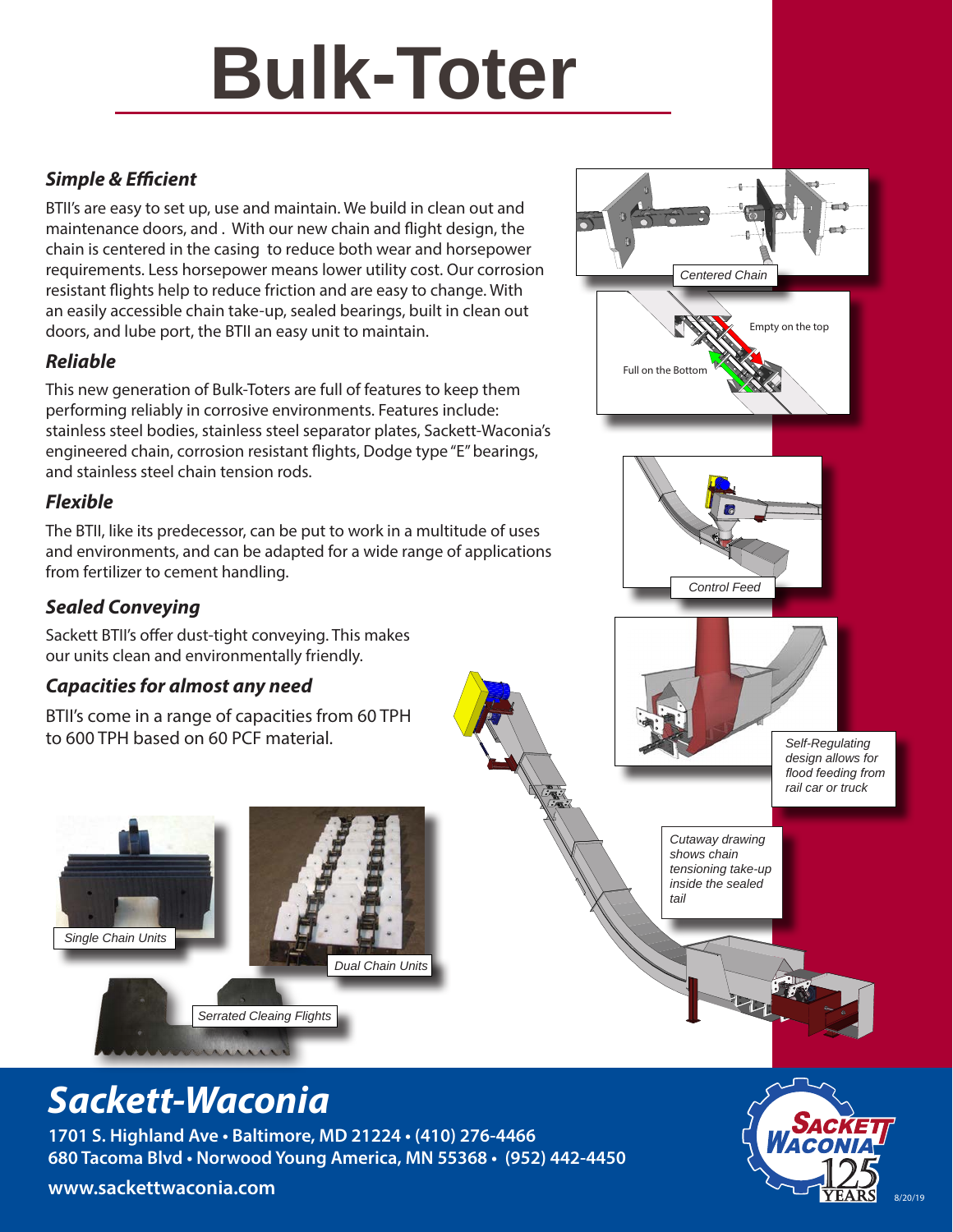# Bulk-Toter

### *Simple & Efficient*

BTII's are easy to set up, use and maintain. We build in clean out and maintenance doors, and . With our new chain and flight design, the chain is centered in the casing to reduce both wear and horsepower requirements. Less horsepower means lower utility cost. Our corrosion resistant flights help to reduce friction and are easy to change. With an easily accessible chain take-up, sealed bearings, built in clean out doors, and lube port, the BTII an easy unit to maintain.

### *Reliable*

This new generation of Bulk-Toters are full of features to keep them performing reliably in corrosive environments. Features include: stainless steel bodies, stainless steel separator plates, Sackett-Waconia's engineered chain, corrosion resistant flights, Dodge type "E" bearings, and stainless steel chain tension rods.

### *Flexible*

The BTII, like its predecessor, can be put to work in a multitude of uses and environments, and can be adapted for a wide range of applications from fertilizer to cement handling.

### *Sealed Conveying*

Sackett BTII's offer dust-tight conveying. This makes our units clean and environmentally friendly.

### *Capacities for almost any need*

BTII's come in a range of capacities from 60 TPH to 600 TPH based on 60 PCF material.

*Centered Chain*

Empty on the top

Full on the Bottom

*Control Feed*

*Self-Regulating design allows for flood feeding from rail car or truck*

*Cutaway drawing shows chain tensioning take-up inside the sealed tail*

*Single Chain Units*

*Dual Chain Units*

*Serrated Cleaing Flights*

## *Sackett-Waconia*

**1701 S. Highland Ave • Baltimore, MD 21224 • (410) 276-4466**
**680 Tacoma Blvd • Norwood Young America, MN 55368 • (952) 442-4450**

**www.sackettwaconia.com**

8/20/19